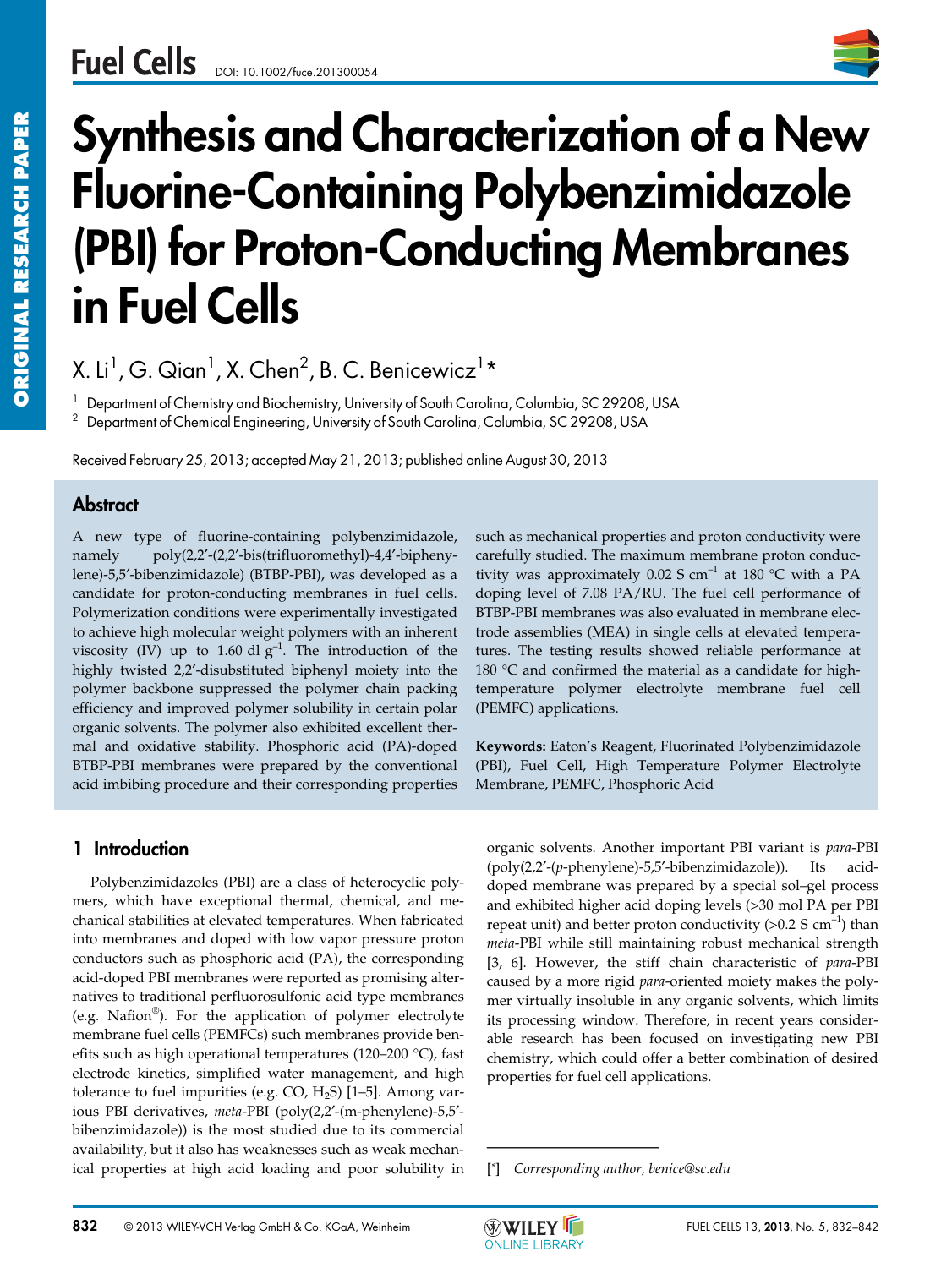# Synthesis and Characterization of a New Fluorine-Containing Polybenzimidazole (PBI) for Proton-Conducting Membranes in Fuel Cells

X. Li[1], G. Qian[1], X. Chen[2], B. C. Benicewicz[1]*

[1] Department of Chemistry and Biochemistry, University of South Carolina, Columbia, SC 29208, USA

[2] Department of Chemical Engineering, University of South Carolina, Columbia, SC 29208, USA

Received February 25, 2013; accepted May 21, 2013; published online August 30, 2013

## Abstract

A new type of fluorine-containing polybenzimidazole, namely poly(2,2′-(2,2′-bis(trifluoromethyl)-4,4′-biphenylene)-5,5′-bibenzimidazole) (BTBP-PBI), was developed as a candidate for proton-conducting membranes in fuel cells. Polymerization conditions were experimentally investigated to achieve high molecular weight polymers with an inherent viscosity (IV) up to 1.60 dl $g^{-1}$. The introduction of the highly twisted 2,2′-disubstituted biphenyl moiety into the polymer backbone suppressed the polymer chain packing efficiency and improved polymer solubility in certain polar organic solvents. The polymer also exhibited excellent thermal and oxidative stability. Phosphoric acid (PA)-doped BTBP-PBI membranes were prepared by the conventional acid imbibing procedure and their corresponding properties such as mechanical properties and proton conductivity were carefully studied. The maximum membrane proton conductivity was approximately 0.02 S $cm^{-1}$ at 180 °C with a PA doping level of 7.08 PA/RU. The fuel cell performance of BTBP-PBI membranes was also evaluated in membrane electrode assemblies (MEA) in single cells at elevated temperatures. The testing results showed reliable performance at 180 °C and confirmed the material as a candidate for high-temperature polymer electrolyte membrane fuel cell (PEMFC) applications.

**Keywords:** Eaton's Reagent, Fluorinated Polybenzimidazole (PBI), Fuel Cell, High Temperature Polymer Electrolyte Membrane, PEMFC, Phosphoric Acid

## 1 Introduction

Polybenzimidazoles (PBI) are a class of heterocyclic polymers, which have exceptional thermal, chemical, and mechanical stabilities at elevated temperatures. When fabricated into membranes and doped with low vapor pressure proton conductors such as phosphoric acid (PA), the corresponding acid-doped PBI membranes were reported as promising alternatives to traditional perfluorosulfonic acid type membranes (e.g. Nafion®). For the application of polymer electrolyte membrane fuel cells (PEMFCs) such membranes provide benefits such as high operational temperatures (120–200 °C), fast electrode kinetics, simplified water management, and high tolerance to fuel impurities (e.g. CO, $H_2S$) [1–5]. Among various PBI derivatives, *meta*-PBI (poly(2,2′-(m-phenylene)-5,5′-bibenzimidazole)) is the most studied due to its commercial availability, but it also has weaknesses such as weak mechanical properties at high acid loading and poor solubility in organic solvents. Another important PBI variant is *para*-PBI (poly(2,2′-(*p*-phenylene)-5,5′-bibenzimidazole)). Its acid-doped membrane was prepared by a special sol–gel process and exhibited higher acid doping levels (>30 mol PA per PBI repeat unit) and better proton conductivity (>0.2 S $cm^{-1}$) than *meta*-PBI while still maintaining robust mechanical strength [3, 6]. However, the stiff chain characteristic of *para*-PBI caused by a more rigid *para*-oriented moiety makes the polymer virtually insoluble in any organic solvents, which limits its processing window. Therefore, in recent years considerable research has been focused on investigating new PBI chemistry, which could offer a better combination of desired properties for fuel cell applications.

[*] *Corresponding author, benice@sc.edu*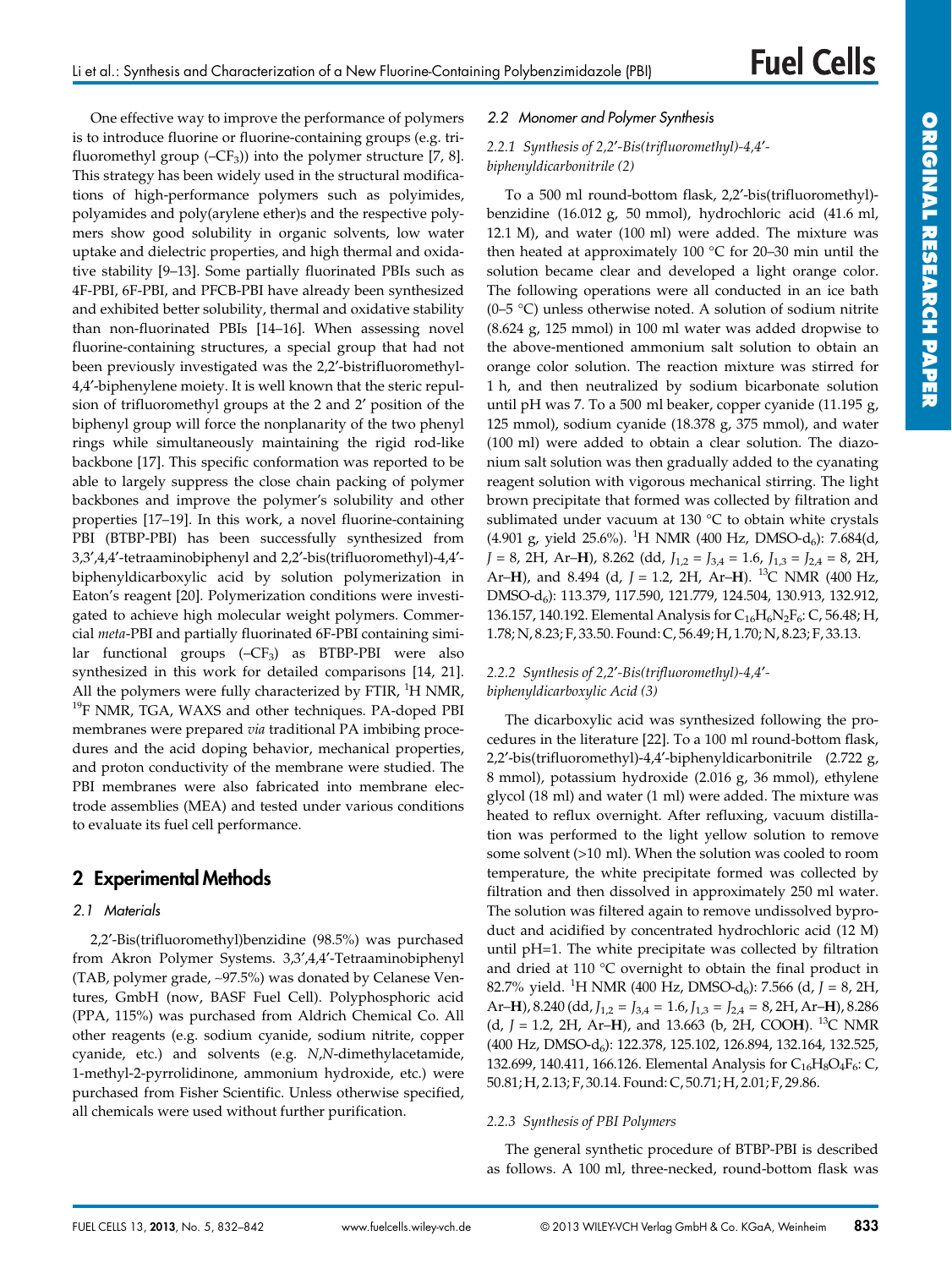One effective way to improve the performance of polymers is to introduce fluorine or fluorine-containing groups (e.g. trifluoromethyl group ($-CF_3$)) into the polymer structure [7, 8]. This strategy has been widely used in the structural modifications of high-performance polymers such as polyimides, polyamides and poly(arylene ether)s and the respective polymers show good solubility in organic solvents, low water uptake and dielectric properties, and high thermal and oxidative stability [9–13]. Some partially fluorinated PBIs such as 4F-PBI, 6F-PBI, and PFCB-PBI have already been synthesized and exhibited better solubility, thermal and oxidative stability than non-fluorinated PBIs [14–16]. When assessing novel fluorine-containing structures, a special group that had not been previously investigated was the 2,2′-bistrifluoromethyl-4,4′-biphenylene moiety. It is well known that the steric repulsion of trifluoromethyl groups at the 2 and 2′ position of the biphenyl group will force the nonplanarity of the two phenyl rings while simultaneously maintaining the rigid rod-like backbone [17]. This specific conformation was reported to be able to largely suppress the close chain packing of polymer backbones and improve the polymer's solubility and other properties [17–19]. In this work, a novel fluorine-containing PBI (BTBP-PBI) has been successfully synthesized from 3,3′,4,4′-tetraaminobiphenyl and 2,2′-bis(trifluoromethyl)-4,4′-biphenyldicarboxylic acid by solution polymerization in Eaton's reagent [20]. Polymerization conditions were investigated to achieve high molecular weight polymers. Commercial *meta*-PBI and partially fluorinated 6F-PBI containing similar functional groups ($-CF_3$) as BTBP-PBI were also synthesized in this work for detailed comparisons [14, 21]. All the polymers were fully characterized by FTIR, $^1$H NMR, $^{19}$F NMR, TGA, WAXS and other techniques. PA-doped PBI membranes were prepared *via* traditional PA imbibing procedures and the acid doping behavior, mechanical properties, and proton conductivity of the membrane were studied. The PBI membranes were also fabricated into membrane electrode assemblies (MEA) and tested under various conditions to evaluate its fuel cell performance.

## 2 Experimental Methods

### 2.1 Materials

2,2′-Bis(trifluoromethyl)benzidine (98.5%) was purchased from Akron Polymer Systems. 3,3′,4,4′-Tetraaminobiphenyl (TAB, polymer grade, ~97.5%) was donated by Celanese Ventures, GmbH (now, BASF Fuel Cell). Polyphosphoric acid (PPA, 115%) was purchased from Aldrich Chemical Co. All other reagents (e.g. sodium cyanide, sodium nitrite, copper cyanide, etc.) and solvents (e.g. *N,N*-dimethylacetamide, 1-methyl-2-pyrrolidinone, ammonium hydroxide, etc.) were purchased from Fisher Scientific. Unless otherwise specified, all chemicals were used without further purification.

### 2.2 Monomer and Polymer Synthesis

#### 2.2.1 Synthesis of 2,2′-Bis(trifluoromethyl)-4,4′-biphenyldicarbonitrile (2)

To a 500 ml round-bottom flask, 2,2′-bis(trifluoromethyl)-benzidine (16.012 g, 50 mmol), hydrochloric acid (41.6 ml, 12.1 M), and water (100 ml) were added. The mixture was then heated at approximately 100 °C for 20–30 min until the solution became clear and developed a light orange color. The following operations were all conducted in an ice bath (0–5 °C) unless otherwise noted. A solution of sodium nitrite (8.624 g, 125 mmol) in 100 ml water was added dropwise to the above-mentioned ammonium salt solution to obtain an orange color solution. The reaction mixture was stirred for 1 h, and then neutralized by sodium bicarbonate solution until pH was 7. To a 500 ml beaker, copper cyanide (11.195 g, 125 mmol), sodium cyanide (18.378 g, 375 mmol), and water (100 ml) were added to obtain a clear solution. The diazonium salt solution was then gradually added to the cyanating reagent solution with vigorous mechanical stirring. The light brown precipitate that formed was collected by filtration and sublimated under vacuum at 130 °C to obtain white crystals (4.901 g, yield 25.6%). $^1$H NMR (400 Hz, DMSO-d$_6$): 7.684(d, $J$ = 8, 2H, Ar–**H**), 8.262 (dd, $J_{1,2}$ = $J_{3,4}$ = 1.6, $J_{1,3}$ = $J_{2,4}$ = 8, 2H, Ar–**H**), and 8.494 (d, $J$ = 1.2, 2H, Ar–**H**). $^{13}$C NMR (400 Hz, DMSO-d$_6$): 113.379, 117.590, 121.779, 124.504, 130.913, 132.912, 136.157, 140.192. Elemental Analysis for $C_{16}H_6N_2F_6$: C, 56.48; H, 1.78; N, 8.23; F, 33.50. Found: C, 56.49; H, 1.70; N, 8.23; F, 33.13.

#### 2.2.2 Synthesis of 2,2′-Bis(trifluoromethyl)-4,4′-biphenyldicarboxylic Acid (3)

The dicarboxylic acid was synthesized following the procedures in the literature [22]. To a 100 ml round-bottom flask, 2,2′-bis(trifluoromethyl)-4,4′-biphenyldicarbonitrile (2.722 g, 8 mmol), potassium hydroxide (2.016 g, 36 mmol), ethylene glycol (18 ml) and water (1 ml) were added. The mixture was heated to reflux overnight. After refluxing, vacuum distillation was performed to the light yellow solution to remove some solvent (>10 ml). When the solution was cooled to room temperature, the white precipitate formed was collected by filtration and then dissolved in approximately 250 ml water. The solution was filtered again to remove undissolved byproduct and acidified by concentrated hydrochloric acid (12 M) until pH=1. The white precipitate was collected by filtration and dried at 110 °C overnight to obtain the final product in 82.7% yield. $^1$H NMR (400 Hz, DMSO-d$_6$): 7.566 (d, $J$ = 8, 2H, Ar–**H**), 8.240 (dd, $J_{1,2}$ = $J_{3,4}$ = 1.6, $J_{1,3}$ = $J_{2,4}$ = 8, 2H, Ar–**H**), 8.286 (d, $J$ = 1.2, 2H, Ar–**H**), and 13.663 (b, 2H, COO**H**). $^{13}$C NMR (400 Hz, DMSO-d$_6$): 122.378, 125.102, 126.894, 132.164, 132.525, 132.699, 140.411, 166.126. Elemental Analysis for $C_{16}H_8O_4F_6$: C, 50.81; H, 2.13; F, 30.14. Found: C, 50.71; H, 2.01; F, 29.86.

#### 2.2.3 Synthesis of PBI Polymers

The general synthetic procedure of BTBP-PBI is described as follows. A 100 ml, three-necked, round-bottom flask was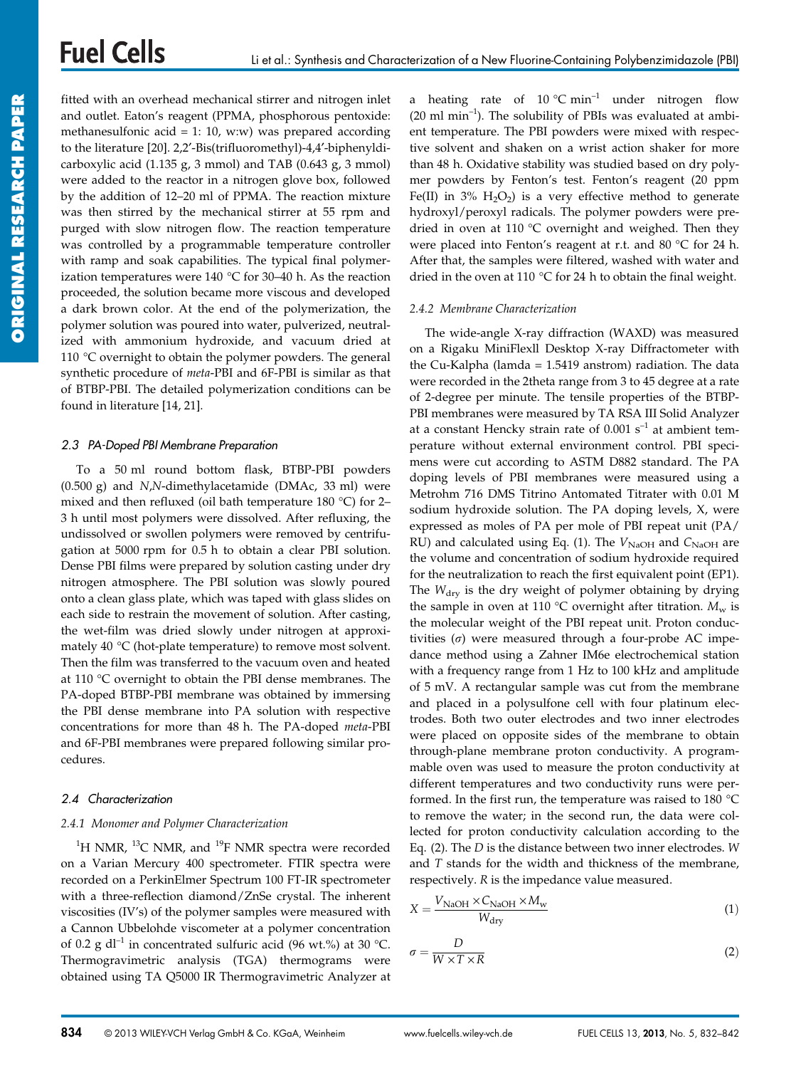fitted with an overhead mechanical stirrer and nitrogen inlet and outlet. Eaton's reagent (PPMA, phosphorous pentoxide: methanesulfonic acid = 1: 10, w:w) was prepared according to the literature [20]. 2,2′-Bis(trifluoromethyl)-4,4′-biphenyldicarboxylic acid (1.135 g, 3 mmol) and TAB (0.643 g, 3 mmol) were added to the reactor in a nitrogen glove box, followed by the addition of 12–20 ml of PPMA. The reaction mixture was then stirred by the mechanical stirrer at 55 rpm and purged with slow nitrogen flow. The reaction temperature was controlled by a programmable temperature controller with ramp and soak capabilities. The typical final polymerization temperatures were 140 °C for 30–40 h. As the reaction proceeded, the solution became more viscous and developed a dark brown color. At the end of the polymerization, the polymer solution was poured into water, pulverized, neutralized with ammonium hydroxide, and vacuum dried at 110 °C overnight to obtain the polymer powders. The general synthetic procedure of *meta*-PBI and 6F-PBI is similar as that of BTBP-PBI. The detailed polymerization conditions can be found in literature [14, 21].

### 2.3 PA-Doped PBI Membrane Preparation

To a 50 ml round bottom flask, BTBP-PBI powders (0.500 g) and *N,N*-dimethylacetamide (DMAc, 33 ml) were mixed and then refluxed (oil bath temperature 180 °C) for 2–3 h until most polymers were dissolved. After refluxing, the undissolved or swollen polymers were removed by centrifugation at 5000 rpm for 0.5 h to obtain a clear PBI solution. Dense PBI films were prepared by solution casting under dry nitrogen atmosphere. The PBI solution was slowly poured onto a clean glass plate, which was taped with glass slides on each side to restrain the movement of solution. After casting, the wet-film was dried slowly under nitrogen at approximately 40 °C (hot-plate temperature) to remove most solvent. Then the film was transferred to the vacuum oven and heated at 110 °C overnight to obtain the PBI dense membranes. The PA-doped BTBP-PBI membrane was obtained by immersing the PBI dense membrane into PA solution with respective concentrations for more than 48 h. The PA-doped *meta*-PBI and 6F-PBI membranes were prepared following similar procedures.

### 2.4 Characterization

#### 2.4.1 Monomer and Polymer Characterization

$^{1}$H NMR, $^{13}$C NMR, and $^{19}$F NMR spectra were recorded on a Varian Mercury 400 spectrometer. FTIR spectra were recorded on a PerkinElmer Spectrum 100 FT-IR spectrometer with a three-reflection diamond/ZnSe crystal. The inherent viscosities (IV's) of the polymer samples were measured with a Cannon Ubbelohde viscometer at a polymer concentration of 0.2 g dl$^{-1}$ in concentrated sulfuric acid (96 wt.%) at 30 °C. Thermogravimetric analysis (TGA) thermograms were obtained using TA Q5000 IR Thermogravimetric Analyzer at a heating rate of 10 °C min$^{-1}$ under nitrogen flow (20 ml min$^{-1}$). The solubility of PBIs was evaluated at ambient temperature. The PBI powders were mixed with respective solvent and shaken on a wrist action shaker for more than 48 h. Oxidative stability was studied based on dry polymer powders by Fenton's test. Fenton's reagent (20 ppm Fe(II) in 3% $H_2O_2$) is a very effective method to generate hydroxyl/peroxyl radicals. The polymer powders were predried in oven at 110 °C overnight and weighed. Then they were placed into Fenton's reagent at r.t. and 80 °C for 24 h. After that, the samples were filtered, washed with water and dried in the oven at 110 °C for 24 h to obtain the final weight.

#### 2.4.2 Membrane Characterization

The wide-angle X-ray diffraction (WAXD) was measured on a Rigaku MiniFlexll Desktop X-ray Diffractometer with the Cu-Kalpha (lamda = 1.5419 anstrom) radiation. The data were recorded in the 2theta range from 3 to 45 degree at a rate of 2-degree per minute. The tensile properties of the BTBP-PBI membranes were measured by TA RSA III Solid Analyzer at a constant Hencky strain rate of 0.001 s$^{-1}$ at ambient temperature without external environment control. PBI specimens were cut according to ASTM D882 standard. The PA doping levels of PBI membranes were measured using a Metrohm 716 DMS Titrino Antomated Titrater with 0.01 M sodium hydroxide solution. The PA doping levels, X, were expressed as moles of PA per mole of PBI repeat unit (PA/RU) and calculated using Eq. (1). The $V_{\mathrm{NaOH}}$ and $C_{\mathrm{NaOH}}$ are the volume and concentration of sodium hydroxide required for the neutralization to reach the first equivalent point (EP1). The $W_{\mathrm{dry}}$ is the dry weight of polymer obtaining by drying the sample in oven at 110 °C overnight after titration. $M_{\mathrm{w}}$ is the molecular weight of the PBI repeat unit. Proton conductivities ($\sigma$) were measured through a four-probe AC impedance method using a Zahner IM6e electrochemical station with a frequency range from 1 Hz to 100 kHz and amplitude of 5 mV. A rectangular sample was cut from the membrane and placed in a polysulfone cell with four platinum electrodes. Both two outer electrodes and two inner electrodes were placed on opposite sides of the membrane to obtain through-plane membrane proton conductivity. A programmable oven was used to measure the proton conductivity at different temperatures and two conductivity runs were performed. In the first run, the temperature was raised to 180 °C to remove the water; in the second run, the data were collected for proton conductivity calculation according to the Eq. (2). The $D$ is the distance between two inner electrodes. $W$ and $T$ stands for the width and thickness of the membrane, respectively. $R$ is the impedance value measured.

$$X = \frac{V_{\mathrm{NaOH}} \times C_{\mathrm{NaOH}} \times M_{\mathrm{w}}}{W_{\mathrm{dry}}} \tag{1}$$

$$\sigma = \frac{D}{W \times T \times R} \tag{2}$$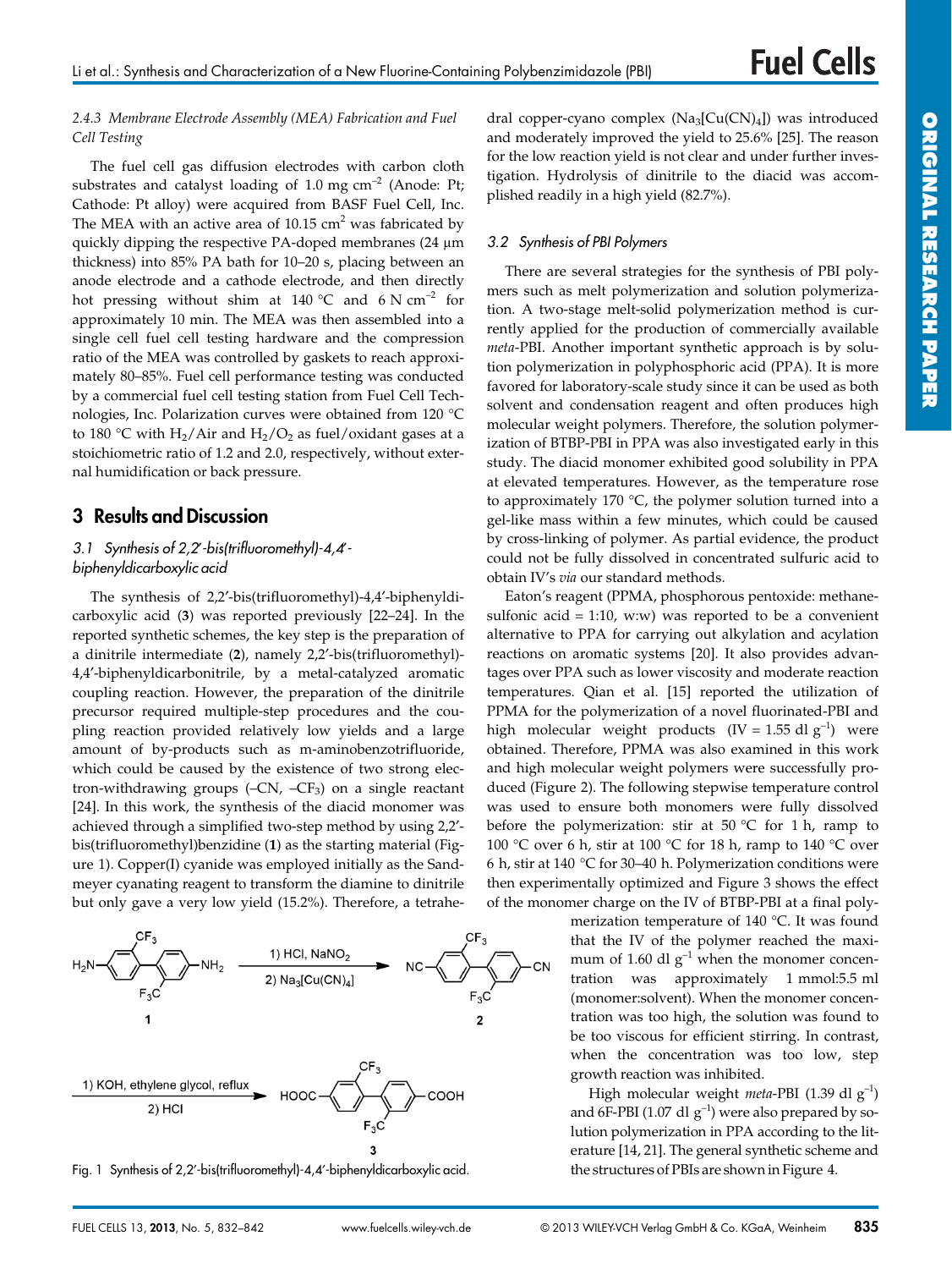#### 2.4.3 Membrane Electrode Assembly (MEA) Fabrication and Fuel Cell Testing

The fuel cell gas diffusion electrodes with carbon cloth substrates and catalyst loading of 1.0 mg $cm^{-2}$ (Anode: Pt; Cathode: Pt alloy) were acquired from BASF Fuel Cell, Inc. The MEA with an active area of 10.15 $cm^2$ was fabricated by quickly dipping the respective PA-doped membranes (24 μm thickness) into 85% PA bath for 10–20 s, placing between an anode electrode and a cathode electrode, and then directly hot pressing without shim at 140 °C and 6 N $cm^{-2}$ for approximately 10 min. The MEA was then assembled into a single cell fuel cell testing hardware and the compression ratio of the MEA was controlled by gaskets to reach approximately 80–85%. Fuel cell performance testing was conducted by a commercial fuel cell testing station from Fuel Cell Technologies, Inc. Polarization curves were obtained from 120 °C to 180 °C with $H_2$/Air and $H_2$/$O_2$ as fuel/oxidant gases at a stoichiometric ratio of 1.2 and 2.0, respectively, without external humidification or back pressure.

## 3 Results and Discussion

### 3.1 Synthesis of 2,2′-bis(trifluoromethyl)-4,4′-biphenyldicarboxylic acid

The synthesis of 2,2′-bis(trifluoromethyl)-4,4′-biphenyldicarboxylic acid (**3**) was reported previously [22–24]. In the reported synthetic schemes, the key step is the preparation of a dinitrile intermediate (**2**), namely 2,2′-bis(trifluoromethyl)-4,4′-biphenyldicarbonitrile, by a metal-catalyzed aromatic coupling reaction. However, the preparation of the dinitrile precursor required multiple-step procedures and the coupling reaction provided relatively low yields and a large amount of by-products such as m-aminobenzotrifluoride, which could be caused by the existence of two strong electron-withdrawing groups (–CN, –$CF_3$) on a single reactant [24]. In this work, the synthesis of the diacid monomer was achieved through a simplified two-step method by using 2,2′-bis(trifluoromethyl)benzidine (**1**) as the starting material (Figure 1). Copper(I) cyanide was employed initially as the Sandmeyer cyanating reagent to transform the diamine to dinitrile but only gave a very low yield (15.2%). Therefore, a tetrahedral copper-cyano complex ($Na_3[Cu(CN)_4]$) was introduced and moderately improved the yield to 25.6% [25]. The reason for the low reaction yield is not clear and under further investigation. Hydrolysis of dinitrile to the diacid was accomplished readily in a high yield (82.7%).

Fig. 1 Synthesis of 2,2′-bis(trifluoromethyl)-4,4′-biphenyldicarboxylic acid.

### 3.2 Synthesis of PBI Polymers

There are several strategies for the synthesis of PBI polymers such as melt polymerization and solution polymerization. A two-stage melt-solid polymerization method is currently applied for the production of commercially available *meta*-PBI. Another important synthetic approach is by solution polymerization in polyphosphoric acid (PPA). It is more favored for laboratory-scale study since it can be used as both solvent and condensation reagent and often produces high molecular weight polymers. Therefore, the solution polymerization of BTBP-PBI in PPA was also investigated early in this study. The diacid monomer exhibited good solubility in PPA at elevated temperatures. However, as the temperature rose to approximately 170 °C, the polymer solution turned into a gel-like mass within a few minutes, which could be caused by cross-linking of polymer. As partial evidence, the product could not be fully dissolved in concentrated sulfuric acid to obtain IV's *via* our standard methods.

Eaton's reagent (PPMA, phosphorous pentoxide: methanesulfonic acid = 1:10, w:w) was reported to be a convenient alternative to PPA for carrying out alkylation and acylation reactions on aromatic systems [20]. It also provides advantages over PPA such as lower viscosity and moderate reaction temperatures. Qian et al. [15] reported the utilization of PPMA for the polymerization of a novel fluorinated-PBI and high molecular weight products (IV = 1.55 dl $g^{-1}$) were obtained. Therefore, PPMA was also examined in this work and high molecular weight polymers were successfully produced (Figure 2). The following stepwise temperature control was used to ensure both monomers were fully dissolved before the polymerization: stir at 50 °C for 1 h, ramp to 100 °C over 6 h, stir at 100 °C for 18 h, ramp to 140 °C over 6 h, stir at 140 °C for 30–40 h. Polymerization conditions were then experimentally optimized and Figure 3 shows the effect of the monomer charge on the IV of BTBP-PBI at a final polymerization temperature of 140 °C. It was found that the IV of the polymer reached the maximum of 1.60 dl $g^{-1}$ when the monomer concentration was approximately 1 mmol:5.5 ml (monomer:solvent). When the monomer concentration was too high, the solution was found to be too viscous for efficient stirring. In contrast, when the concentration was too low, step growth reaction was inhibited.

High molecular weight *meta*-PBI (1.39 dl $g^{-1}$) and 6F-PBI (1.07 dl $g^{-1}$) were also prepared by solution polymerization in PPA according to the literature [14, 21]. The general synthetic scheme and the structures of PBIs are shown in Figure 4.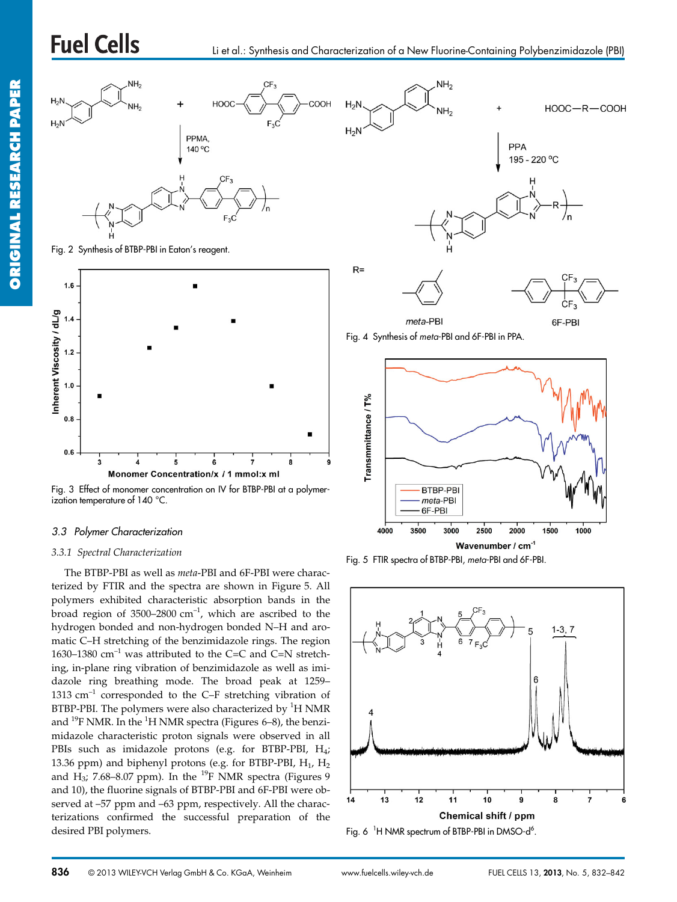Fig. 2 Synthesis of BTBP-PBI in Eaton's reagent.

Fig. 3 Effect of monomer concentration on IV for BTBP-PBI at a polymerization temperature of 140 °C.

Fig. 4 Synthesis of *meta*-PBI and 6F-PBI in PPA.

Fig. 5 FTIR spectra of BTBP-PBI, *meta*-PBI and 6F-PBI.

Fig. 6 $^{1}$H NMR spectrum of BTBP-PBI in DMSO-d$^{6}$.

### 3.3 Polymer Characterization

#### 3.3.1 Spectral Characterization

The BTBP-PBI as well as *meta*-PBI and 6F-PBI were characterized by FTIR and the spectra are shown in Figure 5. All polymers exhibited characteristic absorption bands in the broad region of 3500–2800 cm$^{-1}$, which are ascribed to the hydrogen bonded and non-hydrogen bonded N–H and aromatic C–H stretching of the benzimidazole rings. The region 1630–1380 cm$^{-1}$ was attributed to the C=C and C=N stretching, in-plane ring vibration of benzimidazole as well as imidazole ring breathing mode. The broad peak at 1259–1313 cm$^{-1}$ corresponded to the C–F stretching vibration of BTBP-PBI. The polymers were also characterized by $^{1}$H NMR and $^{19}$F NMR. In the $^{1}$H NMR spectra (Figures 6–8), the benzimidazole characteristic proton signals were observed in all PBIs such as imidazole protons (e.g. for BTBP-PBI, $H_4$; 13.36 ppm) and biphenyl protons (e.g. for BTBP-PBI, $H_1$, $H_2$ and $H_3$; 7.68–8.07 ppm). In the $^{19}$F NMR spectra (Figures 9 and 10), the fluorine signals of BTBP-PBI and 6F-PBI were observed at –57 ppm and –63 ppm, respectively. All the characterizations confirmed the successful preparation of the desired PBI polymers.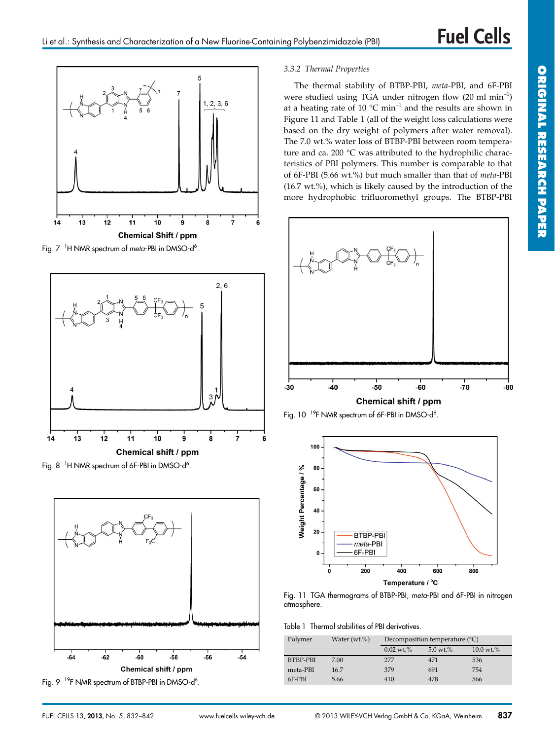Fig. 7 [1]H NMR spectrum of *meta*-PBI in DMSO-d[6].

Fig. 8 [1]H NMR spectrum of 6F-PBI in DMSO-d[6].

Fig. 9 [19]F NMR spectrum of BTBP-PBI in DMSO-d[6].

### 3.3.2 Thermal Properties

The thermal stability of BTBP-PBI, *meta*-PBI, and 6F-PBI were studied using TGA under nitrogen flow (20 ml min$^{-1}$) at a heating rate of 10 °C min$^{-1}$ and the results are shown in Figure 11 and Table 1 (all of the weight loss calculations were based on the dry weight of polymers after water removal). The 7.0 wt.% water loss of BTBP-PBI between room temperature and ca. 200 °C was attributed to the hydrophilic characteristics of PBI polymers. This number is comparable to that of 6F-PBI (5.66 wt.%) but much smaller than that of *meta*-PBI (16.7 wt.%), which is likely caused by the introduction of the more hydrophobic trifluoromethyl groups. The BTBP-PBI

Fig. 10 [19]F NMR spectrum of 6F-PBI in DMSO-d[6].

Fig. 11 TGA thermograms of BTBP-PBI, *meta*-PBI and 6F-PBI in nitrogen atmosphere.

Table 1 Thermal stabilities of PBI derivatives.

| Polymer | Water (wt.%) | Decomposition temperature (°C) | | |
|---|---|---|---|---|
| | | 0.02 wt.% | 5.0 wt.% | 10.0 wt.% |
| BTBP-PBI | 7.00 | 277 | 471 | 536 |
| meta-PBI | 16.7 | 379 | 691 | 754 |
| 6F-PBI | 5.66 | 410 | 478 | 566 |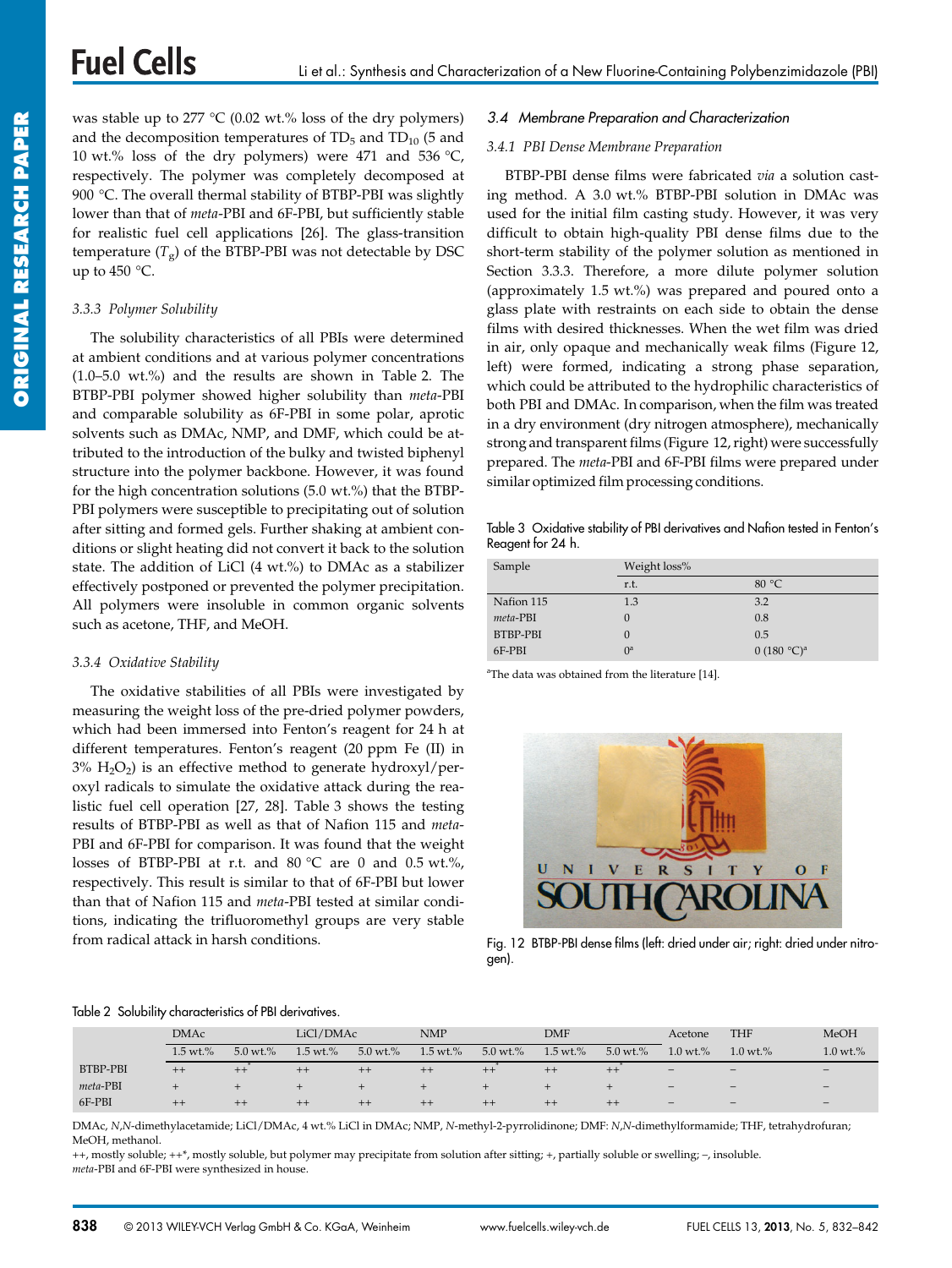was stable up to 277 °C (0.02 wt.% loss of the dry polymers) and the decomposition temperatures of $TD_5$ and $TD_{10}$ (5 and 10 wt.% loss of the dry polymers) were 471 and 536 °C, respectively. The polymer was completely decomposed at 900 °C. The overall thermal stability of BTBP-PBI was slightly lower than that of *meta*-PBI and 6F-PBI, but sufficiently stable for realistic fuel cell applications [26]. The glass-transition temperature ($T_g$) of the BTBP-PBI was not detectable by DSC up to 450 °C.

### 3.3.3 Polymer Solubility

The solubility characteristics of all PBIs were determined at ambient conditions and at various polymer concentrations (1.0–5.0 wt.%) and the results are shown in Table 2. The BTBP-PBI polymer showed higher solubility than *meta*-PBI and comparable solubility as 6F-PBI in some polar, aprotic solvents such as DMAc, NMP, and DMF, which could be attributed to the introduction of the bulky and twisted biphenyl structure into the polymer backbone. However, it was found for the high concentration solutions (5.0 wt.%) that the BTBP-PBI polymers were susceptible to precipitating out of solution after sitting and formed gels. Further shaking at ambient conditions or slight heating did not convert it back to the solution state. The addition of LiCl (4 wt.%) to DMAc as a stabilizer effectively postponed or prevented the polymer precipitation. All polymers were insoluble in common organic solvents such as acetone, THF, and MeOH.

### 3.3.4 Oxidative Stability

The oxidative stabilities of all PBIs were investigated by measuring the weight loss of the pre-dried polymer powders, which had been immersed into Fenton's reagent for 24 h at different temperatures. Fenton's reagent (20 ppm Fe (II) in 3% $H_2O_2$) is an effective method to generate hydroxyl/peroxyl radicals to simulate the oxidative attack during the realistic fuel cell operation [27, 28]. Table 3 shows the testing results of BTBP-PBI as well as that of Nafion 115 and *meta*-PBI and 6F-PBI for comparison. It was found that the weight losses of BTBP-PBI at r.t. and 80 °C are 0 and 0.5 wt.%, respectively. This result is similar to that of 6F-PBI but lower than that of Nafion 115 and *meta*-PBI tested at similar conditions, indicating the trifluoromethyl groups are very stable from radical attack in harsh conditions.

## 3.4 Membrane Preparation and Characterization

### 3.4.1 PBI Dense Membrane Preparation

BTBP-PBI dense films were fabricated *via* a solution casting method. A 3.0 wt.% BTBP-PBI solution in DMAc was used for the initial film casting study. However, it was very difficult to obtain high-quality PBI dense films due to the short-term stability of the polymer solution as mentioned in Section 3.3.3. Therefore, a more dilute polymer solution (approximately 1.5 wt.%) was prepared and poured onto a glass plate with restraints on each side to obtain the dense films with desired thicknesses. When the wet film was dried in air, only opaque and mechanically weak films (Figure 12, left) were formed, indicating a strong phase separation, which could be attributed to the hydrophilic characteristics of both PBI and DMAc. In comparison, when the film was treated in a dry environment (dry nitrogen atmosphere), mechanically strong and transparent films (Figure 12, right) were successfully prepared. The *meta*-PBI and 6F-PBI films were prepared under similar optimized film processing conditions.

Table 3 Oxidative stability of PBI derivatives and Nafion tested in Fenton's Reagent for 24 h.

| Sample | Weight loss% | |
|---|---|---|
| | r.t. | 80 °C |
| Nafion 115 | 1.3 | 3.2 |
| *meta*-PBI | 0 | 0.8 |
| BTBP-PBI | 0 | 0.5 |
| 6F-PBI | 0[a] | 0 (180 °C)[a] |

[a]The data was obtained from the literature [14].

Fig. 12 BTBP-PBI dense films (left: dried under air; right: dried under nitrogen).

Table 2 Solubility characteristics of PBI derivatives.

| | DMAc | | LiCl/DMAc | | NMP | | DMF | | Acetone | THF | MeOH |
|---|---|---|---|---|---|---|---|---|---|---|---|
| | 1.5 wt.% | 5.0 wt.% | 1.5 wt.% | 5.0 wt.% | 1.5 wt.% | 5.0 wt.% | 1.5 wt.% | 5.0 wt.% | 1.0 wt.% | 1.0 wt.% | 1.0 wt.% |
| BTBP-PBI | ++ | ++* | ++ | ++ | ++ | ++* | ++ | ++* | – | – | – |
| *meta*-PBI | + | + | + | + | + | + | + | + | – | – | – |
| 6F-PBI | ++ | ++ | ++ | ++ | ++ | ++ | ++ | ++ | – | – | – |

DMAc, *N*,*N*-dimethylacetamide; LiCl/DMAc, 4 wt.% LiCl in DMAc; NMP, *N*-methyl-2-pyrrolidinone; DMF: *N*,*N*-dimethylformamide; THF, tetrahydrofuran; MeOH, methanol.
++, mostly soluble; ++*, mostly soluble, but polymer may precipitate from solution after sitting; +, partially soluble or swelling; –, insoluble.
*meta*-PBI and 6F-PBI were synthesized in house.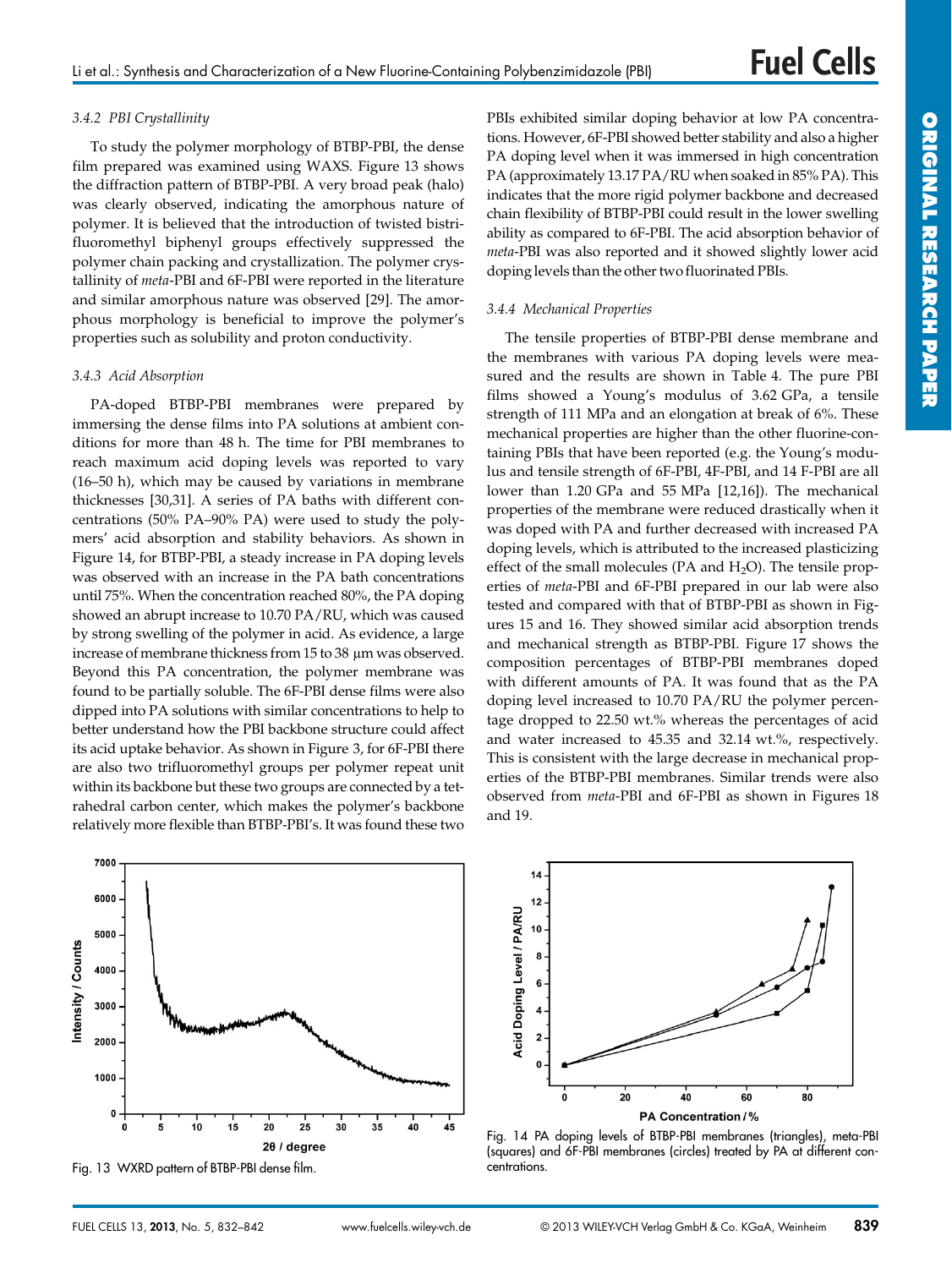#### 3.4.2 PBI Crystallinity

To study the polymer morphology of BTBP-PBI, the dense film prepared was examined using WAXS. Figure 13 shows the diffraction pattern of BTBP-PBI. A very broad peak (halo) was clearly observed, indicating the amorphous nature of polymer. It is believed that the introduction of twisted bistrifluoromethyl biphenyl groups effectively suppressed the polymer chain packing and crystallization. The polymer crystallinity of *meta*-PBI and 6F-PBI were reported in the literature and similar amorphous nature was observed [29]. The amorphous morphology is beneficial to improve the polymer's properties such as solubility and proton conductivity.

#### 3.4.3 Acid Absorption

PA-doped BTBP-PBI membranes were prepared by immersing the dense films into PA solutions at ambient conditions for more than 48 h. The time for PBI membranes to reach maximum acid doping levels was reported to vary (16–50 h), which may be caused by variations in membrane thicknesses [30,31]. A series of PA baths with different concentrations (50% PA–90% PA) were used to study the polymers' acid absorption and stability behaviors. As shown in Figure 14, for BTBP-PBI, a steady increase in PA doping levels was observed with an increase in the PA bath concentrations until 75%. When the concentration reached 80%, the PA doping showed an abrupt increase to 10.70 PA/RU, which was caused by strong swelling of the polymer in acid. As evidence, a large increase of membrane thickness from 15 to 38 μm was observed. Beyond this PA concentration, the polymer membrane was found to be partially soluble. The 6F-PBI dense films were also dipped into PA solutions with similar concentrations to help to better understand how the PBI backbone structure could affect its acid uptake behavior. As shown in Figure 3, for 6F-PBI there are also two trifluoromethyl groups per polymer repeat unit within its backbone but these two groups are connected by a tetrahedral carbon center, which makes the polymer's backbone relatively more flexible than BTBP-PBI's. It was found these two PBIs exhibited similar doping behavior at low PA concentrations. However, 6F-PBI showed better stability and also a higher PA doping level when it was immersed in high concentration PA (approximately 13.17 PA/RU when soaked in 85% PA). This indicates that the more rigid polymer backbone and decreased chain flexibility of BTBP-PBI could result in the lower swelling ability as compared to 6F-PBI. The acid absorption behavior of *meta*-PBI was also reported and it showed slightly lower acid doping levels than the other two fluorinated PBIs.

#### 3.4.4 Mechanical Properties

The tensile properties of BTBP-PBI dense membrane and the membranes with various PA doping levels were measured and the results are shown in Table 4. The pure PBI films showed a Young's modulus of 3.62 GPa, a tensile strength of 111 MPa and an elongation at break of 6%. These mechanical properties are higher than the other fluorine-containing PBIs that have been reported (e.g. the Young's modulus and tensile strength of 6F-PBI, 4F-PBI, and 14 F-PBI are all lower than 1.20 GPa and 55 MPa [12,16]). The mechanical properties of the membrane were reduced drastically when it was doped with PA and further decreased with increased PA doping levels, which is attributed to the increased plasticizing effect of the small molecules (PA and $H_2O$). The tensile properties of *meta*-PBI and 6F-PBI prepared in our lab were also tested and compared with that of BTBP-PBI as shown in Figures 15 and 16. They showed similar acid absorption trends and mechanical strength as BTBP-PBI. Figure 17 shows the composition percentages of BTBP-PBI membranes doped with different amounts of PA. It was found that as the PA doping level increased to 10.70 PA/RU the polymer percentage dropped to 22.50 wt.% whereas the percentages of acid and water increased to 45.35 and 32.14 wt.%, respectively. This is consistent with the large decrease in mechanical properties of the BTBP-PBI membranes. Similar trends were also observed from *meta*-PBI and 6F-PBI as shown in Figures 18 and 19.

Fig. 13 WXRD pattern of BTBP-PBI dense film.

Fig. 14 PA doping levels of BTBP-PBI membranes (triangles), meta-PBI (squares) and 6F-PBI membranes (circles) treated by PA at different concentrations.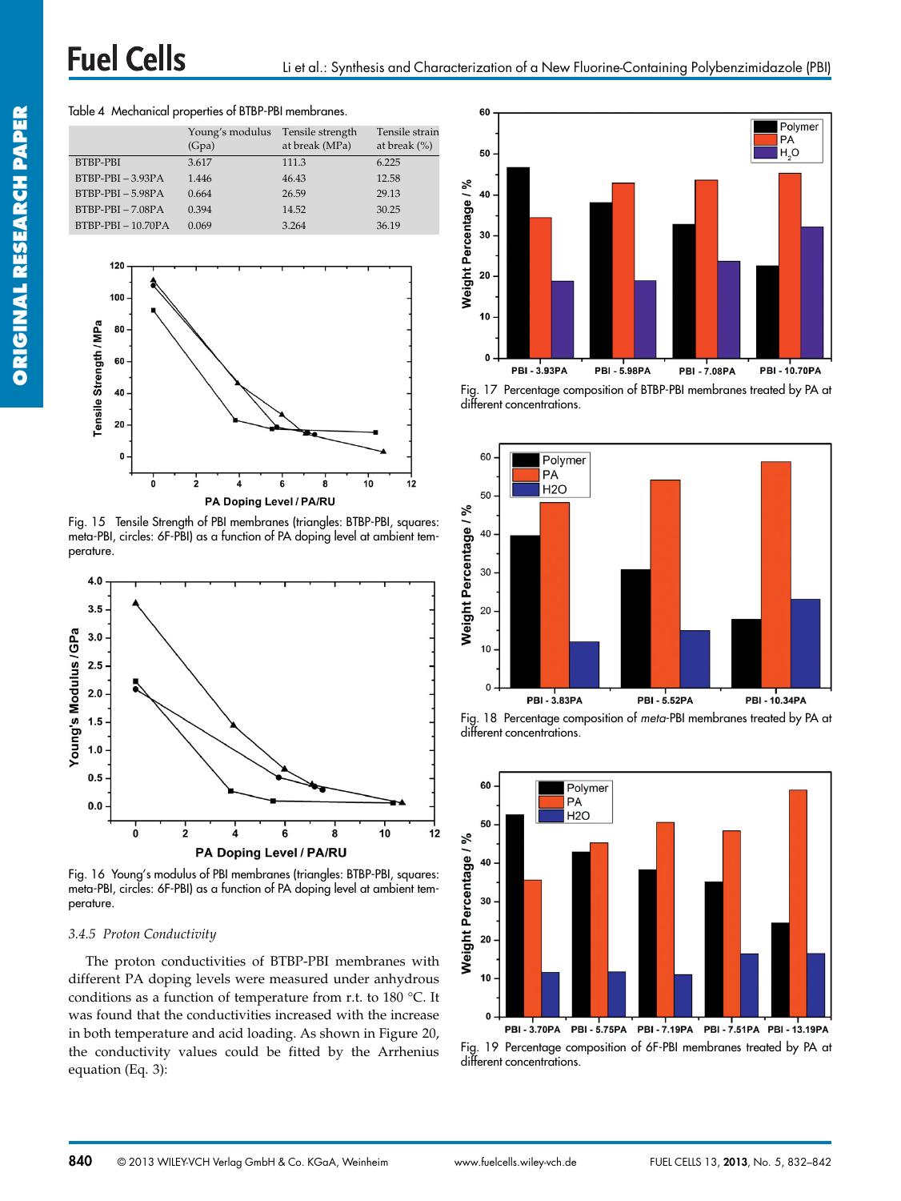Table 4 Mechanical properties of BTBP-PBI membranes.

| | Young's modulus (Gpa) | Tensile strength at break (MPa) | Tensile strain at break (%) |
|---|---|---|---|
| BTBP-PBI | 3.617 | 111.3 | 6.225 |
| BTBP-PBI – 3.93PA | 1.446 | 46.43 | 12.58 |
| BTBP-PBI – 5.98PA | 0.664 | 26.59 | 29.13 |
| BTBP-PBI – 7.08PA | 0.394 | 14.52 | 30.25 |
| BTBP-PBI – 10.70PA | 0.069 | 3.264 | 36.19 |

Fig. 15 Tensile Strength of PBI membranes (triangles: BTBP-PBI, squares: meta-PBI, circles: 6F-PBI) as a function of PA doping level at ambient temperature.

Fig. 16 Young's modulus of PBI membranes (triangles: BTBP-PBI, squares: meta-PBI, circles: 6F-PBI) as a function of PA doping level at ambient temperature.

### 3.4.5 Proton Conductivity

The proton conductivities of BTBP-PBI membranes with different PA doping levels were measured under anhydrous conditions as a function of temperature from r.t. to 180 °C. It was found that the conductivities increased with the increase in both temperature and acid loading. As shown in Figure 20, the conductivity values could be fitted by the Arrhenius equation (Eq. 3):

Fig. 17 Percentage composition of BTBP-PBI membranes treated by PA at different concentrations.

Fig. 18 Percentage composition of *meta*-PBI membranes treated by PA at different concentrations.

Fig. 19 Percentage composition of 6F-PBI membranes treated by PA at different concentrations.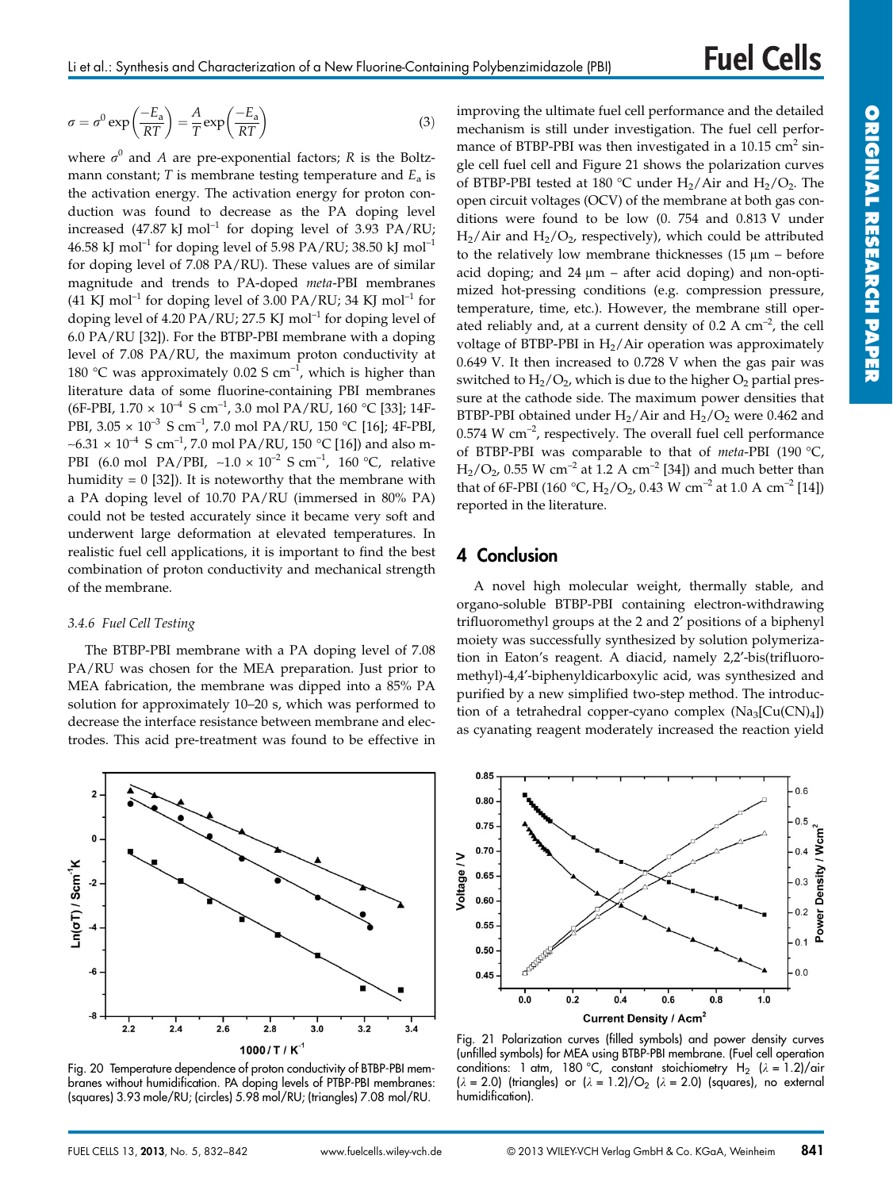$$\sigma = \sigma^0 \exp\left(\frac{-E_a}{RT}\right) = \frac{A}{T}\exp\left(\frac{-E_a}{RT}\right) \tag{3}$$

where $\sigma^0$ and $A$ are pre-exponential factors; $R$ is the Boltzmann constant; $T$ is membrane testing temperature and $E_a$ is the activation energy. The activation energy for proton conduction was found to decrease as the PA doping level increased (47.87 kJ mol$^{-1}$ for doping level of 3.93 PA/RU; 46.58 kJ mol$^{-1}$ for doping level of 5.98 PA/RU; 38.50 kJ mol$^{-1}$ for doping level of 7.08 PA/RU). These values are of similar magnitude and trends to PA-doped *meta*-PBI membranes (41 KJ mol$^{-1}$ for doping level of 3.00 PA/RU; 34 KJ mol$^{-1}$ for doping level of 4.20 PA/RU; 27.5 KJ mol$^{-1}$ for doping level of 6.0 PA/RU [32]). For the BTBP-PBI membrane with a doping level of 7.08 PA/RU, the maximum proton conductivity at 180 °C was approximately 0.02 S cm$^{-1}$, which is higher than literature data of some fluorine-containing PBI membranes (6F-PBI, 1.70 × 10$^{-4}$ S cm$^{-1}$, 3.0 mol PA/RU, 160 °C [33]; 14F-PBI, 3.05 × 10$^{-3}$ S cm$^{-1}$, 7.0 mol PA/RU, 150 °C [16]; 4F-PBI, ~6.31 × 10$^{-4}$ S cm$^{-1}$, 7.0 mol PA/RU, 150 °C [16]) and also m-PBI (6.0 mol PA/PBI, ~1.0 × 10$^{-2}$ S cm$^{-1}$, 160 °C, relative humidity = 0 [32]). It is noteworthy that the membrane with a PA doping level of 10.70 PA/RU (immersed in 80% PA) could not be tested accurately since it became very soft and underwent large deformation at elevated temperatures. In realistic fuel cell applications, it is important to find the best combination of proton conductivity and mechanical strength of the membrane.

#### *3.4.6 Fuel Cell Testing*

The BTBP-PBI membrane with a PA doping level of 7.08 PA/RU was chosen for the MEA preparation. Just prior to MEA fabrication, the membrane was dipped into a 85% PA solution for approximately 10–20 s, which was performed to decrease the interface resistance between membrane and electrodes. This acid pre-treatment was found to be effective in improving the ultimate fuel cell performance and the detailed mechanism is still under investigation. The fuel cell performance of BTBP-PBI was then investigated in a 10.15 cm$^2$ single cell fuel cell and Figure 21 shows the polarization curves of BTBP-PBI tested at 180 °C under $H_2$/Air and $H_2$/$O_2$. The open circuit voltages (OCV) of the membrane at both gas conditions were found to be low (0. 754 and 0.813 V under $H_2$/Air and $H_2$/$O_2$, respectively), which could be attributed to the relatively low membrane thicknesses (15 µm – before acid doping; and 24 µm – after acid doping) and non-optimized hot-pressing conditions (e.g. compression pressure, temperature, time, etc.). However, the membrane still operated reliably and, at a current density of 0.2 A cm$^{-2}$, the cell voltage of BTBP-PBI in $H_2$/Air operation was approximately 0.649 V. It then increased to 0.728 V when the gas pair was switched to $H_2$/$O_2$, which is due to the higher $O_2$ partial pressure at the cathode side. The maximum power densities that BTBP-PBI obtained under $H_2$/Air and $H_2$/$O_2$ were 0.462 and 0.574 W cm$^{-2}$, respectively. The overall fuel cell performance of BTBP-PBI was comparable to that of *meta*-PBI (190 °C, $H_2$/$O_2$, 0.55 W cm$^{-2}$ at 1.2 A cm$^{-2}$ [34]) and much better than that of 6F-PBI (160 °C, $H_2$/$O_2$, 0.43 W cm$^{-2}$ at 1.0 A cm$^{-2}$ [14]) reported in the literature.

Fig. 20 Temperature dependence of proton conductivity of BTBP-PBI membranes without humidification. PA doping levels of PTBP-PBI membranes: (squares) 3.93 mole/RU; (circles) 5.98 mol/RU; (triangles) 7.08 mol/RU.

Fig. 21 Polarization curves (filled symbols) and power density curves (unfilled symbols) for MEA using BTBP-PBI membrane. (Fuel cell operation conditions: 1 atm, 180 °C, constant stoichiometry $H_2$ ($\lambda$ = 1.2)/air ($\lambda$ = 2.0) (triangles) or ($\lambda$ = 1.2)/$O_2$ ($\lambda$ = 2.0) (squares), no external humidification).

## 4 Conclusion

A novel high molecular weight, thermally stable, and organo-soluble BTBP-PBI containing electron-withdrawing trifluoromethyl groups at the 2 and 2′ positions of a biphenyl moiety was successfully synthesized by solution polymerization in Eaton's reagent. A diacid, namely 2,2′-bis(trifluoromethyl)-4,4′-biphenyldicarboxylic acid, was synthesized and purified by a new simplified two-step method. The introduction of a tetrahedral copper-cyano complex ($Na_3[Cu(CN)_4]$) as cyanating reagent moderately increased the reaction yield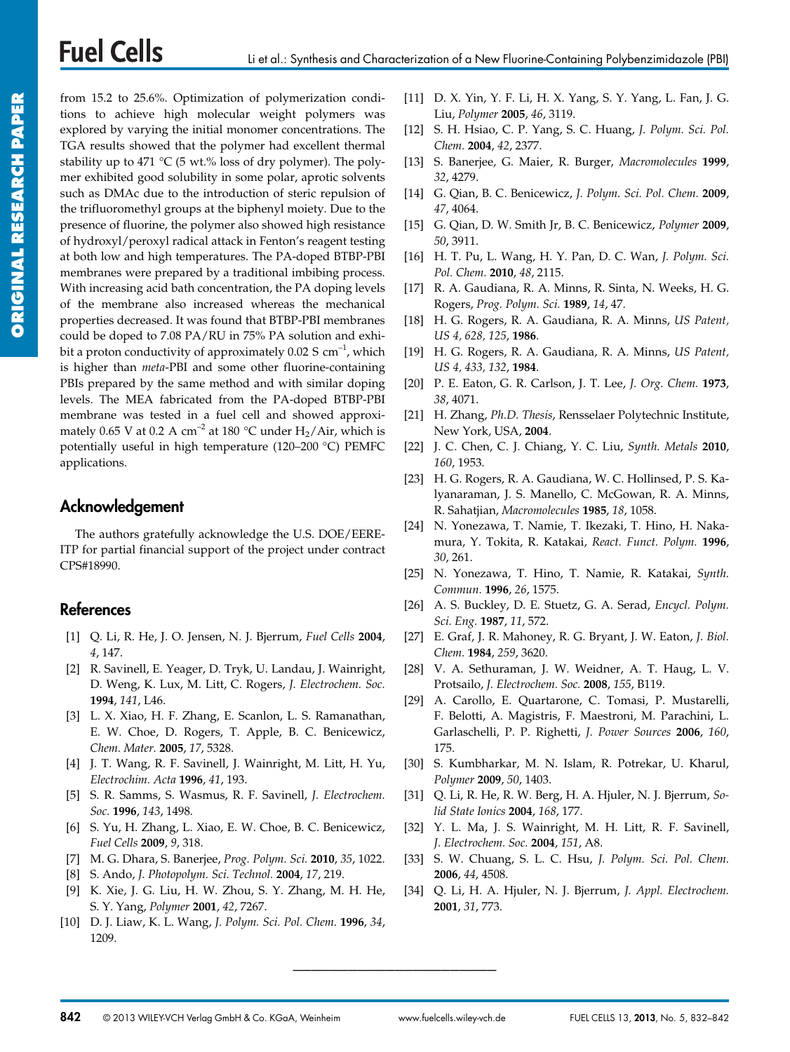from 15.2 to 25.6%. Optimization of polymerization conditions to achieve high molecular weight polymers was explored by varying the initial monomer concentrations. The TGA results showed that the polymer had excellent thermal stability up to 471 °C (5 wt.% loss of dry polymer). The polymer exhibited good solubility in some polar, aprotic solvents such as DMAc due to the introduction of steric repulsion of the trifluoromethyl groups at the biphenyl moiety. Due to the presence of fluorine, the polymer also showed high resistance of hydroxyl/peroxyl radical attack in Fenton's reagent testing at both low and high temperatures. The PA-doped BTBP-PBI membranes were prepared by a traditional imbibing process. With increasing acid bath concentration, the PA doping levels of the membrane also increased whereas the mechanical properties decreased. It was found that BTBP-PBI membranes could be doped to 7.08 PA/RU in 75% PA solution and exhibit a proton conductivity of approximately 0.02 S $cm^{-1}$, which is higher than *meta*-PBI and some other fluorine-containing PBIs prepared by the same method and with similar doping levels. The MEA fabricated from the PA-doped BTBP-PBI membrane was tested in a fuel cell and showed approximately 0.65 V at 0.2 A $cm^{-2}$ at 180 °C under $H_2$/Air, which is potentially useful in high temperature (120–200 °C) PEMFC applications.

## Acknowledgement

The authors gratefully acknowledge the U.S. DOE/EERE-ITP for partial financial support of the project under contract CPS#18990.

## References

[1] Q. Li, R. He, J. O. Jensen, N. J. Bjerrum, *Fuel Cells* **2004**, *4*, 147.

[2] R. Savinell, E. Yeager, D. Tryk, U. Landau, J. Wainright, D. Weng, K. Lux, M. Litt, C. Rogers, *J. Electrochem. Soc.* **1994**, *141*, L46.

[3] L. X. Xiao, H. F. Zhang, E. Scanlon, L. S. Ramanathan, E. W. Choe, D. Rogers, T. Apple, B. C. Benicewicz, *Chem. Mater.* **2005**, *17*, 5328.

[4] J. T. Wang, R. F. Savinell, J. Wainright, M. Litt, H. Yu, *Electrochim. Acta* **1996**, *41*, 193.

[5] S. R. Samms, S. Wasmus, R. F. Savinell, *J. Electrochem. Soc.* **1996**, *143*, 1498.

[6] S. Yu, H. Zhang, L. Xiao, E. W. Choe, B. C. Benicewicz, *Fuel Cells* **2009**, *9*, 318.

[7] M. G. Dhara, S. Banerjee, *Prog. Polym. Sci.* **2010**, *35*, 1022.

[8] S. Ando, *J. Photopolym. Sci. Technol.* **2004**, *17*, 219.

[9] K. Xie, J. G. Liu, H. W. Zhou, S. Y. Zhang, M. H. He, S. Y. Yang, *Polymer* **2001**, *42*, 7267.

[10] D. J. Liaw, K. L. Wang, *J. Polym. Sci. Pol. Chem.* **1996**, *34*, 1209.

[11] D. X. Yin, Y. F. Li, H. X. Yang, S. Y. Yang, L. Fan, J. G. Liu, *Polymer* **2005**, *46*, 3119.

[12] S. H. Hsiao, C. P. Yang, S. C. Huang, *J. Polym. Sci. Pol. Chem.* **2004**, *42*, 2377.

[13] S. Banerjee, G. Maier, R. Burger, *Macromolecules* **1999**, *32*, 4279.

[14] G. Qian, B. C. Benicewicz, *J. Polym. Sci. Pol. Chem.* **2009**, *47*, 4064.

[15] G. Qian, D. W. Smith Jr, B. C. Benicewicz, *Polymer* **2009**, *50*, 3911.

[16] H. T. Pu, L. Wang, H. Y. Pan, D. C. Wan, *J. Polym. Sci. Pol. Chem.* **2010**, *48*, 2115.

[17] R. A. Gaudiana, R. A. Minns, R. Sinta, N. Weeks, H. G. Rogers, *Prog. Polym. Sci.* **1989**, *14*, 47.

[18] H. G. Rogers, R. A. Gaudiana, R. A. Minns, *US Patent, US 4, 628, 125*, **1986**.

[19] H. G. Rogers, R. A. Gaudiana, R. A. Minns, *US Patent, US 4, 433, 132*, **1984**.

[20] P. E. Eaton, G. R. Carlson, J. T. Lee, *J. Org. Chem.* **1973**, *38*, 4071.

[21] H. Zhang, *Ph.D. Thesis*, Rensselaer Polytechnic Institute, New York, USA, **2004**.

[22] J. C. Chen, C. J. Chiang, Y. C. Liu, *Synth. Metals* **2010**, *160*, 1953.

[23] H. G. Rogers, R. A. Gaudiana, W. C. Hollinsed, P. S. Kalyanaraman, J. S. Manello, C. McGowan, R. A. Minns, R. Sahatjian, *Macromolecules* **1985**, *18*, 1058.

[24] N. Yonezawa, T. Namie, T. Ikezaki, T. Hino, H. Nakamura, Y. Tokita, R. Katakai, *React. Funct. Polym.* **1996**, *30*, 261.

[25] N. Yonezawa, T. Hino, T. Namie, R. Katakai, *Synth. Commun.* **1996**, *26*, 1575.

[26] A. S. Buckley, D. E. Stuetz, G. A. Serad, *Encycl. Polym. Sci. Eng.* **1987**, *11*, 572.

[27] E. Graf, J. R. Mahoney, R. G. Bryant, J. W. Eaton, *J. Biol. Chem.* **1984**, *259*, 3620.

[28] V. A. Sethuraman, J. W. Weidner, A. T. Haug, L. V. Protsailo, *J. Electrochem. Soc.* **2008**, *155*, B119.

[29] A. Carollo, E. Quartarone, C. Tomasi, P. Mustarelli, F. Belotti, A. Magistris, F. Maestroni, M. Parachini, L. Garlaschelli, P. P. Righetti, *J. Power Sources* **2006**, *160*, 175.

[30] S. Kumbharkar, M. N. Islam, R. Potrekar, U. Kharul, *Polymer* **2009**, *50*, 1403.

[31] Q. Li, R. He, R. W. Berg, H. A. Hjuler, N. J. Bjerrum, *Solid State Ionics* **2004**, *168*, 177.

[32] Y. L. Ma, J. S. Wainright, M. H. Litt, R. F. Savinell, *J. Electrochem. Soc.* **2004**, *151*, A8.

[33] S. W. Chuang, S. L. C. Hsu, *J. Polym. Sci. Pol. Chem.* **2006**, *44*, 4508.

[34] Q. Li, H. A. Hjuler, N. J. Bjerrum, *J. Appl. Electrochem.* **2001**, *31*, 773.